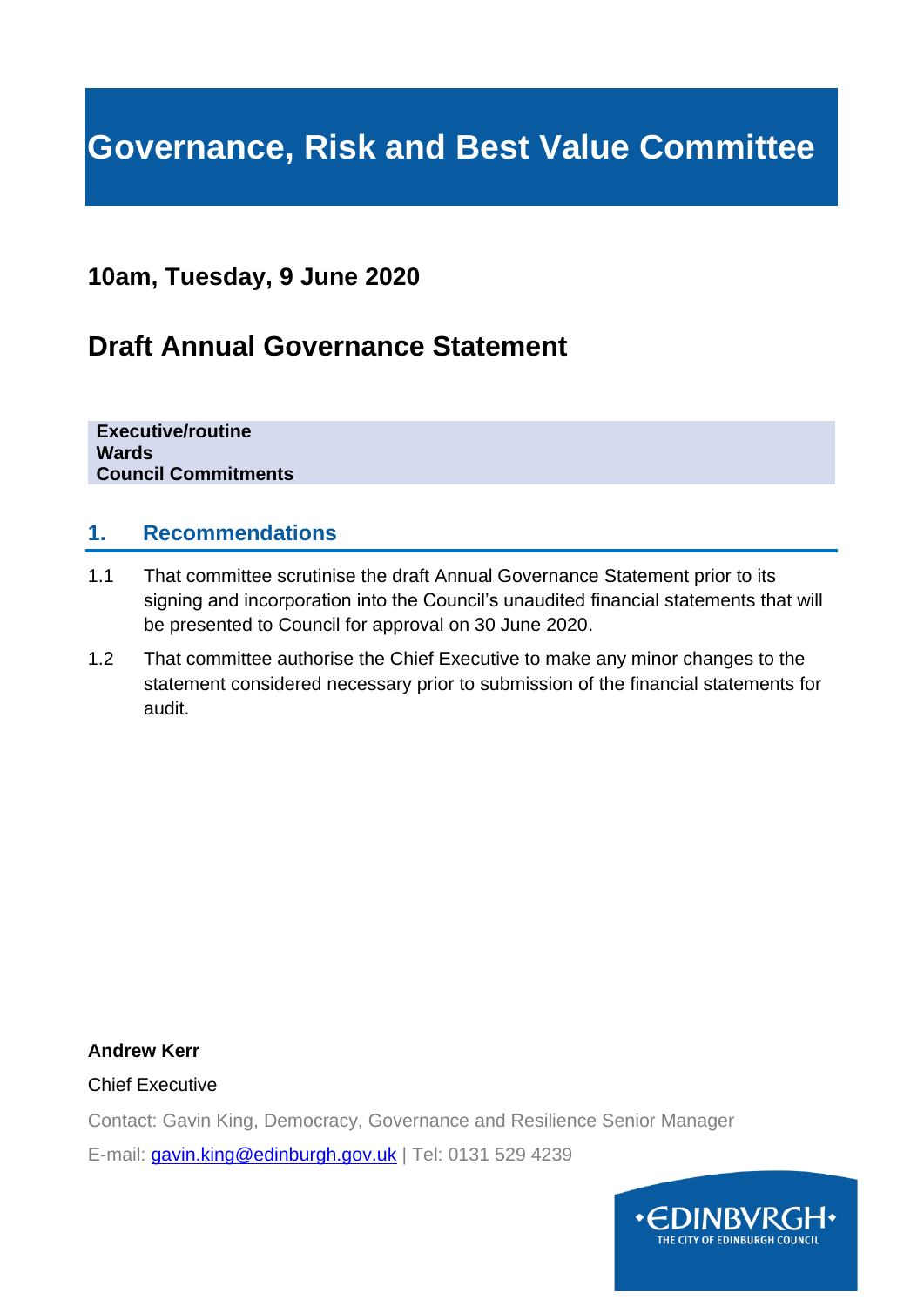# Governance, Risk and Best Value Committee

## 10am, Tuesday, 9 June 2020

## Draft Annual Governance Statement

**Executive/routine**
**Wards**
**Council Commitments**

### 1. Recommendations

1.1 That committee scrutinise the draft Annual Governance Statement prior to its signing and incorporation into the Council's unaudited financial statements that will be presented to Council for approval on 30 June 2020.

1.2 That committee authorise the Chief Executive to make any minor changes to the statement considered necessary prior to submission of the financial statements for audit.

**Andrew Kerr**

Chief Executive

Contact: Gavin King, Democracy, Governance and Resilience Senior Manager

E-mail: gavin.king@edinburgh.gov.uk | Tel: 0131 529 4239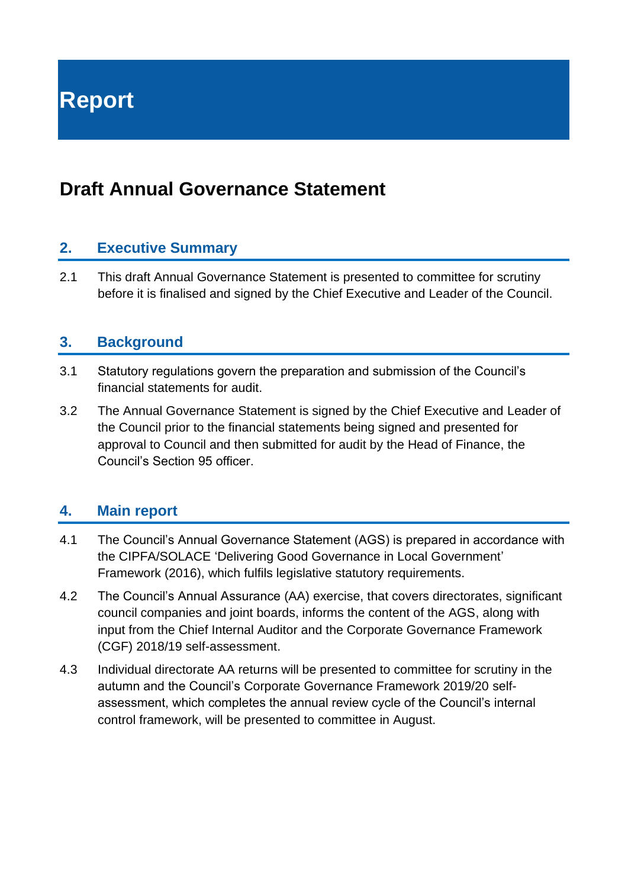# Report

## Draft Annual Governance Statement

### 2. Executive Summary

2.1 This draft Annual Governance Statement is presented to committee for scrutiny before it is finalised and signed by the Chief Executive and Leader of the Council.

### 3. Background

3.1 Statutory regulations govern the preparation and submission of the Council's financial statements for audit.

3.2 The Annual Governance Statement is signed by the Chief Executive and Leader of the Council prior to the financial statements being signed and presented for approval to Council and then submitted for audit by the Head of Finance, the Council's Section 95 officer.

### 4. Main report

4.1 The Council's Annual Governance Statement (AGS) is prepared in accordance with the CIPFA/SOLACE 'Delivering Good Governance in Local Government' Framework (2016), which fulfils legislative statutory requirements.

4.2 The Council's Annual Assurance (AA) exercise, that covers directorates, significant council companies and joint boards, informs the content of the AGS, along with input from the Chief Internal Auditor and the Corporate Governance Framework (CGF) 2018/19 self-assessment.

4.3 Individual directorate AA returns will be presented to committee for scrutiny in the autumn and the Council's Corporate Governance Framework 2019/20 self-assessment, which completes the annual review cycle of the Council's internal control framework, will be presented to committee in August.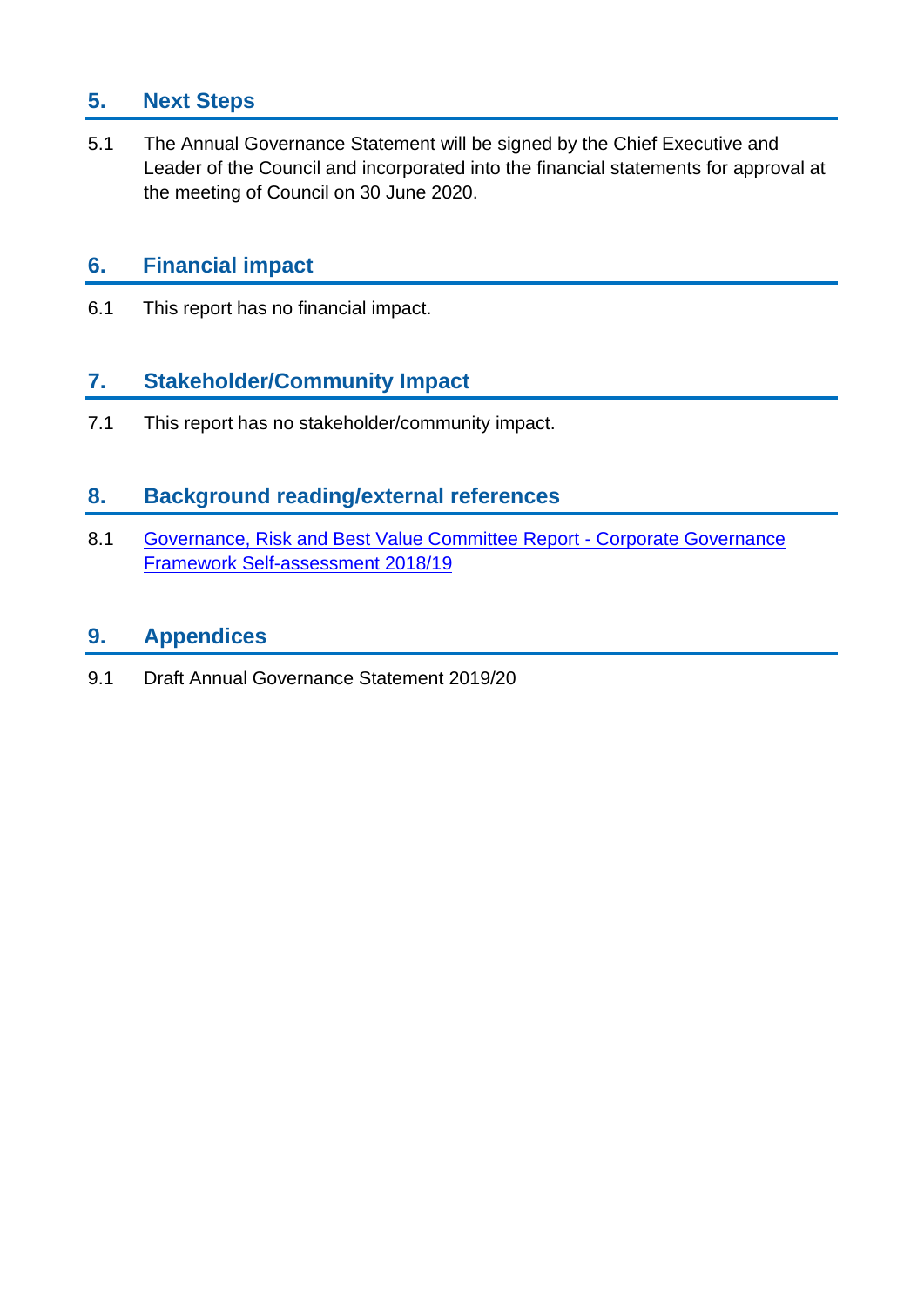## 5. Next Steps

5.1 The Annual Governance Statement will be signed by the Chief Executive and Leader of the Council and incorporated into the financial statements for approval at the meeting of Council on 30 June 2020.

## 6. Financial impact

6.1 This report has no financial impact.

## 7. Stakeholder/Community Impact

7.1 This report has no stakeholder/community impact.

## 8. Background reading/external references

8.1 Governance, Risk and Best Value Committee Report - Corporate Governance Framework Self-assessment 2018/19

## 9. Appendices

9.1 Draft Annual Governance Statement 2019/20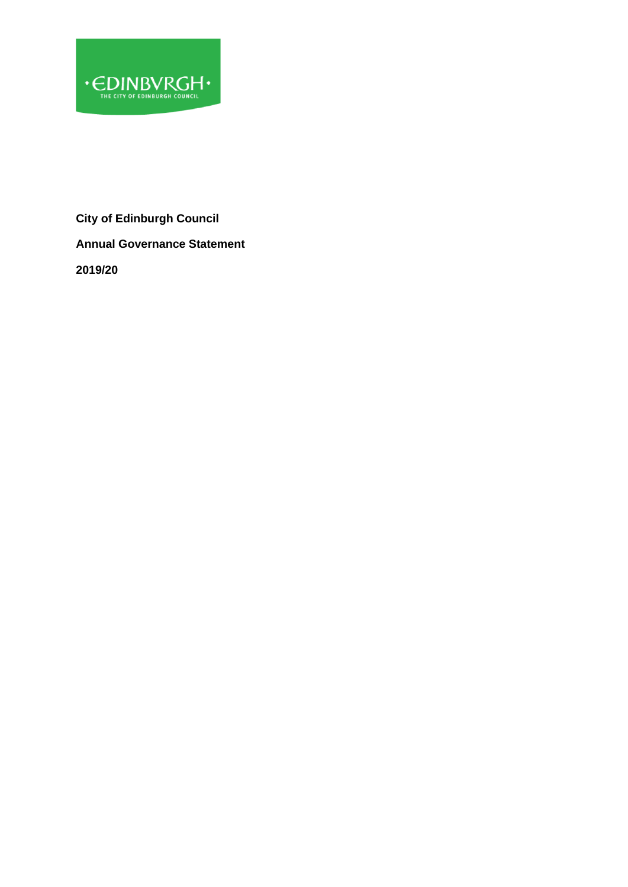**City of Edinburgh Council**

**Annual Governance Statement**

**2019/20**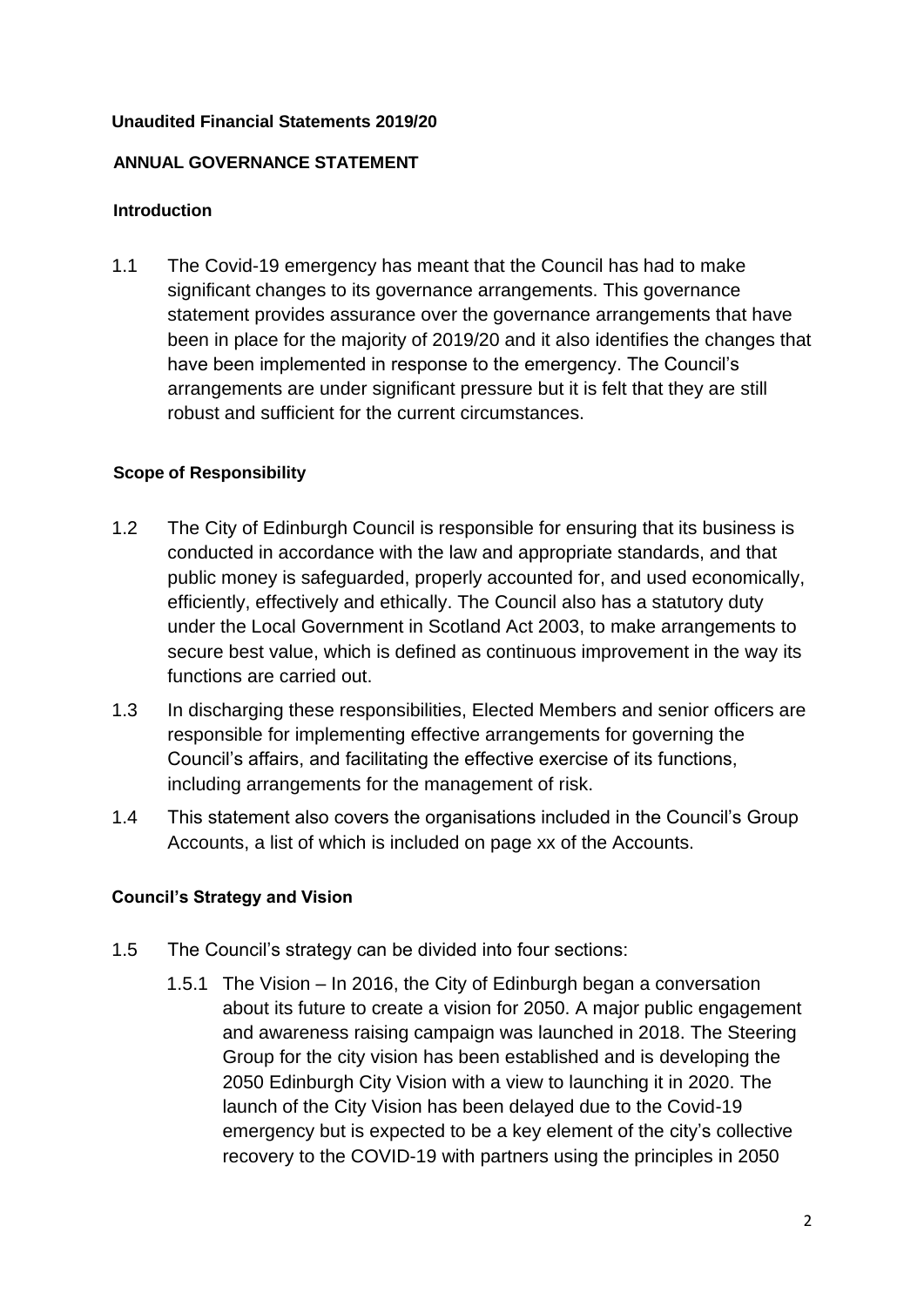**Unaudited Financial Statements 2019/20**

## ANNUAL GOVERNANCE STATEMENT

### Introduction

1.1 The Covid-19 emergency has meant that the Council has had to make significant changes to its governance arrangements. This governance statement provides assurance over the governance arrangements that have been in place for the majority of 2019/20 and it also identifies the changes that have been implemented in response to the emergency. The Council's arrangements are under significant pressure but it is felt that they are still robust and sufficient for the current circumstances.

### Scope of Responsibility

1.2 The City of Edinburgh Council is responsible for ensuring that its business is conducted in accordance with the law and appropriate standards, and that public money is safeguarded, properly accounted for, and used economically, efficiently, effectively and ethically. The Council also has a statutory duty under the Local Government in Scotland Act 2003, to make arrangements to secure best value, which is defined as continuous improvement in the way its functions are carried out.

1.3 In discharging these responsibilities, Elected Members and senior officers are responsible for implementing effective arrangements for governing the Council's affairs, and facilitating the effective exercise of its functions, including arrangements for the management of risk.

1.4 This statement also covers the organisations included in the Council's Group Accounts, a list of which is included on page xx of the Accounts.

### Council's Strategy and Vision

1.5 The Council's strategy can be divided into four sections:

1.5.1 The Vision – In 2016, the City of Edinburgh began a conversation about its future to create a vision for 2050. A major public engagement and awareness raising campaign was launched in 2018. The Steering Group for the city vision has been established and is developing the 2050 Edinburgh City Vision with a view to launching it in 2020. The launch of the City Vision has been delayed due to the Covid-19 emergency but is expected to be a key element of the city's collective recovery to the COVID-19 with partners using the principles in 2050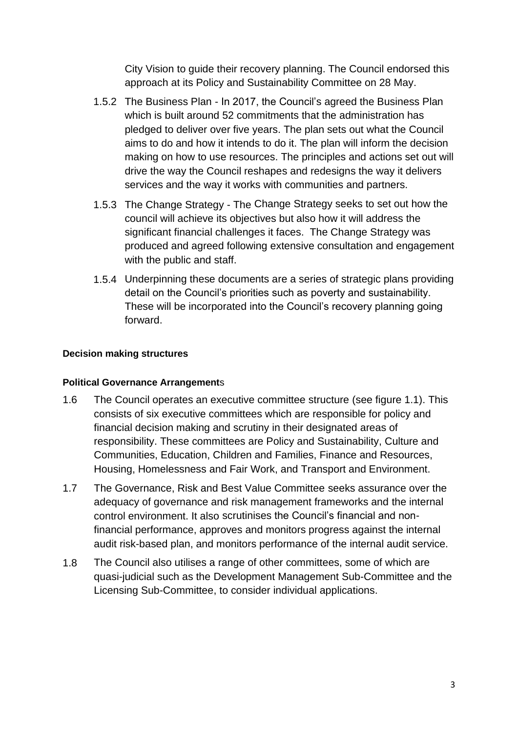City Vision to guide their recovery planning. The Council endorsed this approach at its Policy and Sustainability Committee on 28 May.

1.5.2 The Business Plan - In 2017, the Council's agreed the Business Plan which is built around 52 commitments that the administration has pledged to deliver over five years. The plan sets out what the Council aims to do and how it intends to do it. The plan will inform the decision making on how to use resources. The principles and actions set out will drive the way the Council reshapes and redesigns the way it delivers services and the way it works with communities and partners.

1.5.3 The Change Strategy - The Change Strategy seeks to set out how the council will achieve its objectives but also how it will address the significant financial challenges it faces. The Change Strategy was produced and agreed following extensive consultation and engagement with the public and staff.

1.5.4 Underpinning these documents are a series of strategic plans providing detail on the Council's priorities such as poverty and sustainability. These will be incorporated into the Council's recovery planning going forward.

**Decision making structures**

**Political Governance Arrangements**

1.6 The Council operates an executive committee structure (see figure 1.1). This consists of six executive committees which are responsible for policy and financial decision making and scrutiny in their designated areas of responsibility. These committees are Policy and Sustainability, Culture and Communities, Education, Children and Families, Finance and Resources, Housing, Homelessness and Fair Work, and Transport and Environment.

1.7 The Governance, Risk and Best Value Committee seeks assurance over the adequacy of governance and risk management frameworks and the internal control environment. It also scrutinises the Council's financial and non-financial performance, approves and monitors progress against the internal audit risk-based plan, and monitors performance of the internal audit service.

1.8 The Council also utilises a range of other committees, some of which are quasi-judicial such as the Development Management Sub-Committee and the Licensing Sub-Committee, to consider individual applications.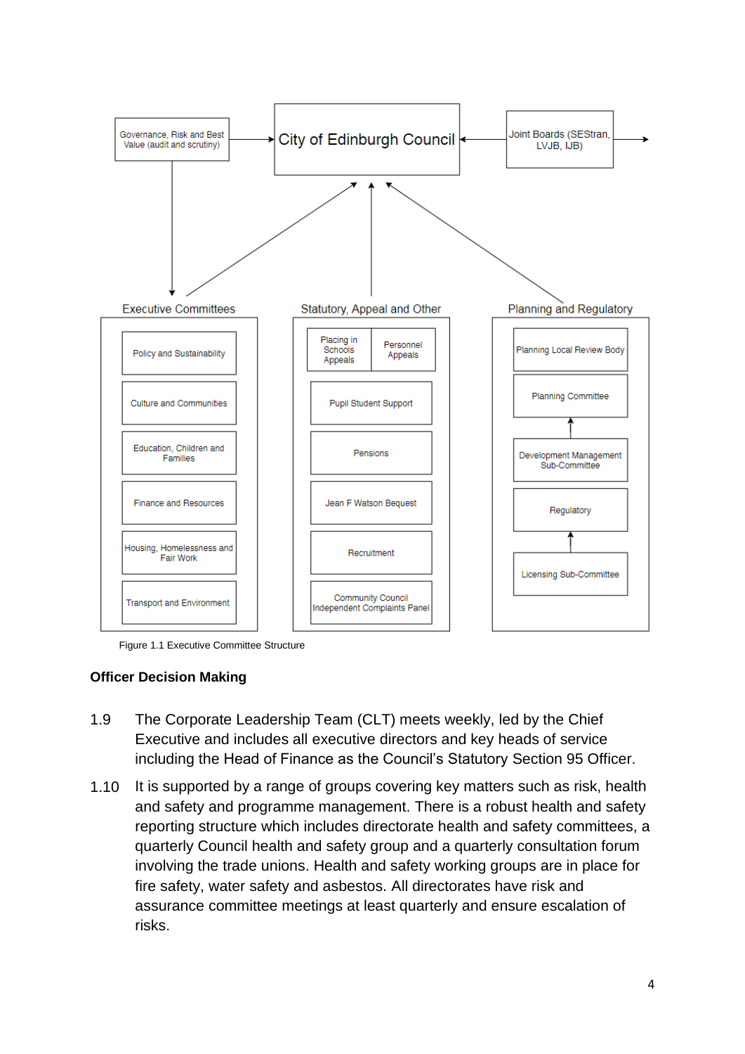**City of Edinburgh Council**

- Governance, Risk and Best Value (audit and scrutiny)
- Joint Boards (SEStran, LVJB, IJB)

**Executive Committees**

- Policy and Sustainability
- Culture and Communities
- Education, Children and Families
- Finance and Resources
- Housing, Homelessness and Fair Work
- Transport and Environment

**Statutory, Appeal and Other**

- Placing in Schools Appeals
- Personnel Appeals
- Pupil Student Support
- Pensions
- Jean F Watson Bequest
- Recruitment
- Community Council Independent Complaints Panel

**Planning and Regulatory**

- Planning Local Review Body
- Planning Committee
- Development Management Sub-Committee
- Regulatory
- Licensing Sub-Committee

Figure 1.1 Executive Committee Structure

## Officer Decision Making

1.9 The Corporate Leadership Team (CLT) meets weekly, led by the Chief Executive and includes all executive directors and key heads of service including the Head of Finance as the Council's Statutory Section 95 Officer.

1.10 It is supported by a range of groups covering key matters such as risk, health and safety and programme management. There is a robust health and safety reporting structure which includes directorate health and safety committees, a quarterly Council health and safety group and a quarterly consultation forum involving the trade unions. Health and safety working groups are in place for fire safety, water safety and asbestos. All directorates have risk and assurance committee meetings at least quarterly and ensure escalation of risks.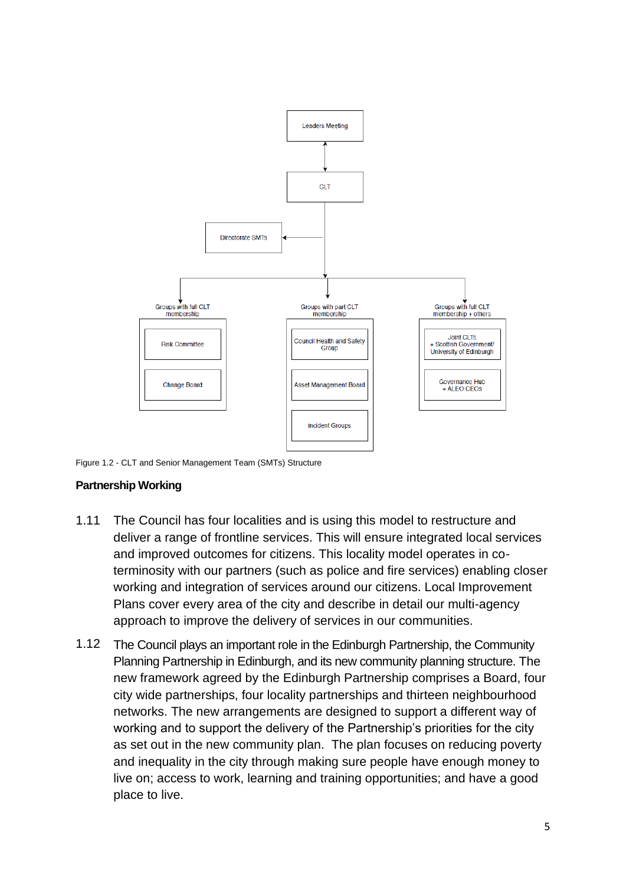Leaders Meeting

GLT

Directorate SMTs

Groups with full CLT membership

- Risk Committee
- Change Board

Groups with part CLT membership

- Council Health and Safety Group
- Asset Management Board
- Incident Groups

Groups with full CLT membership + others

- Joint CLTs + Scottish Government/ University of Edinburgh
- Governance Hub + ALEO CEOS

Figure 1.2 - CLT and Senior Management Team (SMTs) Structure

### Partnership Working

1.11 The Council has four localities and is using this model to restructure and deliver a range of frontline services. This will ensure integrated local services and improved outcomes for citizens. This locality model operates in co-terminosity with our partners (such as police and fire services) enabling closer working and integration of services around our citizens. Local Improvement Plans cover every area of the city and describe in detail our multi-agency approach to improve the delivery of services in our communities.

1.12 The Council plays an important role in the Edinburgh Partnership, the Community Planning Partnership in Edinburgh, and its new community planning structure. The new framework agreed by the Edinburgh Partnership comprises a Board, four city wide partnerships, four locality partnerships and thirteen neighbourhood networks. The new arrangements are designed to support a different way of working and to support the delivery of the Partnership's priorities for the city as set out in the new community plan. The plan focuses on reducing poverty and inequality in the city through making sure people have enough money to live on; access to work, learning and training opportunities; and have a good place to live.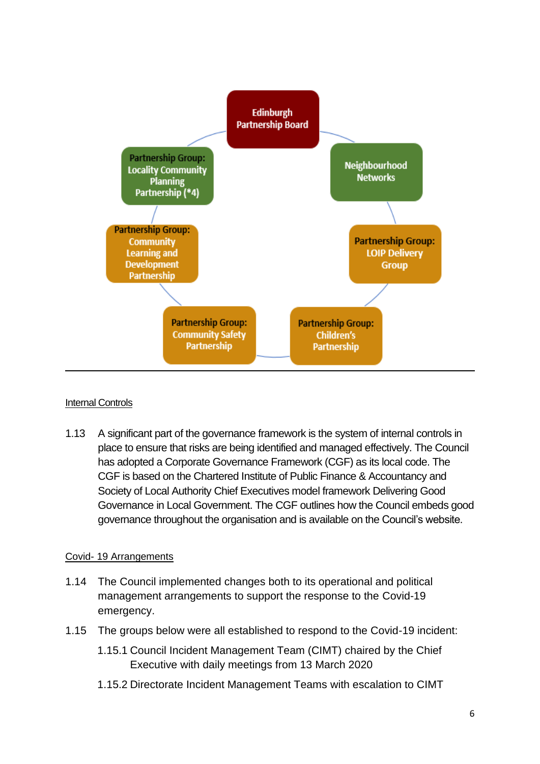Edinburgh Partnership Board

Neighbourhood Networks

Partnership Group: LOIP Delivery Group

Partnership Group: Children's Partnership

Partnership Group: Community Safety Partnership

Partnership Group: Community Learning and Development Partnership

Partnership Group: Locality Community Planning Partnership (*4)

---

Internal Controls

1.13 A significant part of the governance framework is the system of internal controls in place to ensure that risks are being identified and managed effectively. The Council has adopted a Corporate Governance Framework (CGF) as its local code. The CGF is based on the Chartered Institute of Public Finance & Accountancy and Society of Local Authority Chief Executives model framework Delivering Good Governance in Local Government. The CGF outlines how the Council embeds good governance throughout the organisation and is available on the Council's website.

Covid- 19 Arrangements

1.14 The Council implemented changes both to its operational and political management arrangements to support the response to the Covid-19 emergency.

1.15 The groups below were all established to respond to the Covid-19 incident:

1.15.1 Council Incident Management Team (CIMT) chaired by the Chief Executive with daily meetings from 13 March 2020

1.15.2 Directorate Incident Management Teams with escalation to CIMT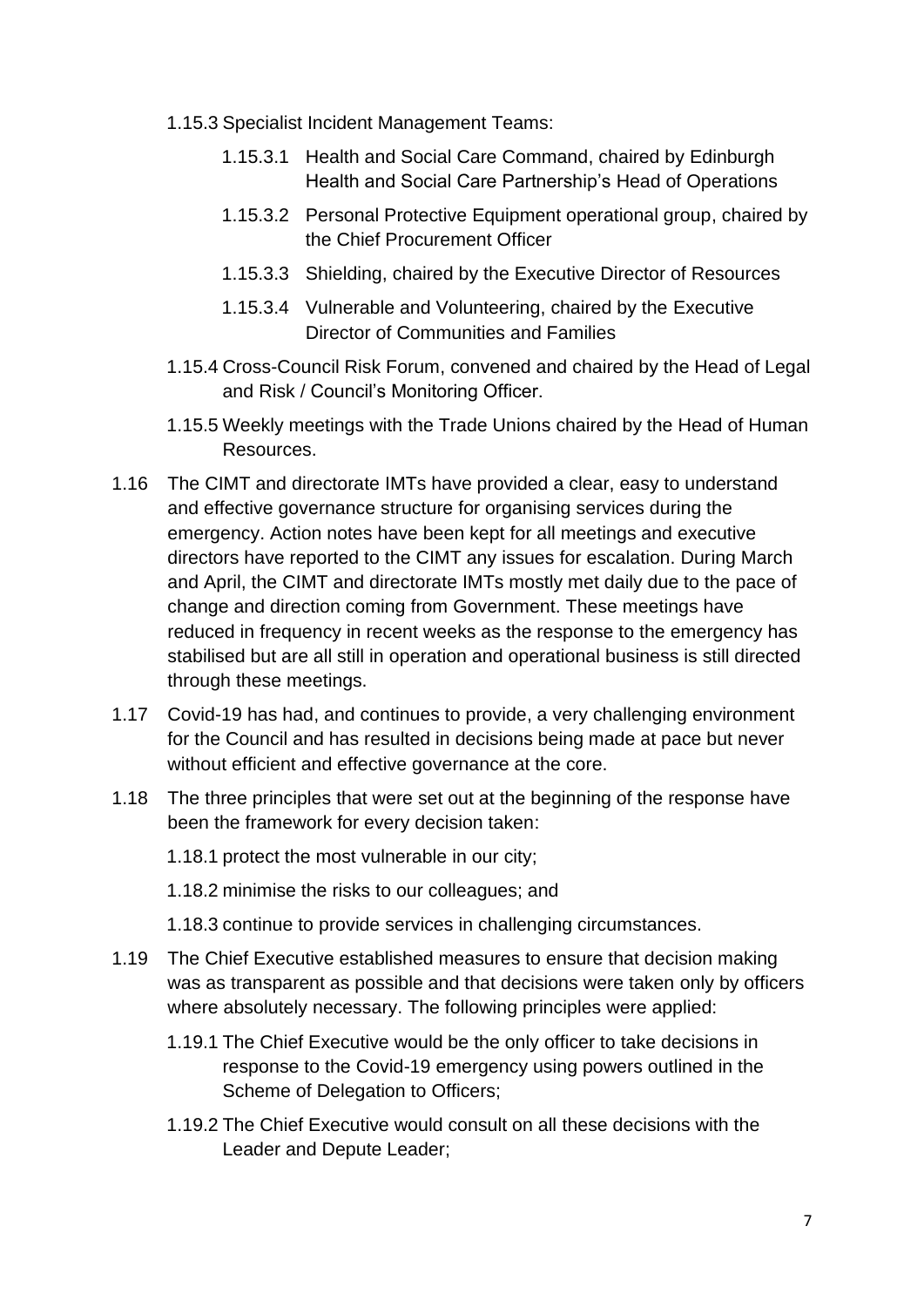1.15.3 Specialist Incident Management Teams:

1.15.3.1 Health and Social Care Command, chaired by Edinburgh Health and Social Care Partnership's Head of Operations

1.15.3.2 Personal Protective Equipment operational group, chaired by the Chief Procurement Officer

1.15.3.3 Shielding, chaired by the Executive Director of Resources

1.15.3.4 Vulnerable and Volunteering, chaired by the Executive Director of Communities and Families

1.15.4 Cross-Council Risk Forum, convened and chaired by the Head of Legal and Risk / Council's Monitoring Officer.

1.15.5 Weekly meetings with the Trade Unions chaired by the Head of Human Resources.

1.16 The CIMT and directorate IMTs have provided a clear, easy to understand and effective governance structure for organising services during the emergency. Action notes have been kept for all meetings and executive directors have reported to the CIMT any issues for escalation. During March and April, the CIMT and directorate IMTs mostly met daily due to the pace of change and direction coming from Government. These meetings have reduced in frequency in recent weeks as the response to the emergency has stabilised but are all still in operation and operational business is still directed through these meetings.

1.17 Covid-19 has had, and continues to provide, a very challenging environment for the Council and has resulted in decisions being made at pace but never without efficient and effective governance at the core.

1.18 The three principles that were set out at the beginning of the response have been the framework for every decision taken:

1.18.1 protect the most vulnerable in our city;

1.18.2 minimise the risks to our colleagues; and

1.18.3 continue to provide services in challenging circumstances.

1.19 The Chief Executive established measures to ensure that decision making was as transparent as possible and that decisions were taken only by officers where absolutely necessary. The following principles were applied:

1.19.1 The Chief Executive would be the only officer to take decisions in response to the Covid-19 emergency using powers outlined in the Scheme of Delegation to Officers;

1.19.2 The Chief Executive would consult on all these decisions with the Leader and Depute Leader;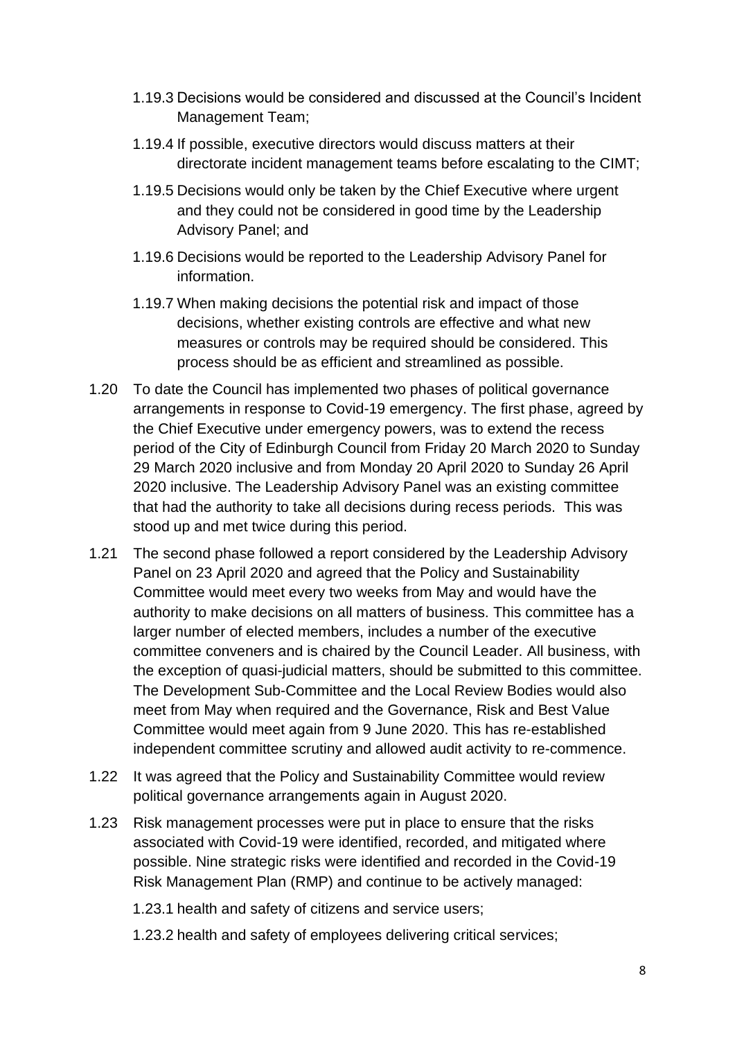1.19.3 Decisions would be considered and discussed at the Council's Incident Management Team;

1.19.4 If possible, executive directors would discuss matters at their directorate incident management teams before escalating to the CIMT;

1.19.5 Decisions would only be taken by the Chief Executive where urgent and they could not be considered in good time by the Leadership Advisory Panel; and

1.19.6 Decisions would be reported to the Leadership Advisory Panel for information.

1.19.7 When making decisions the potential risk and impact of those decisions, whether existing controls are effective and what new measures or controls may be required should be considered. This process should be as efficient and streamlined as possible.

1.20 To date the Council has implemented two phases of political governance arrangements in response to Covid-19 emergency. The first phase, agreed by the Chief Executive under emergency powers, was to extend the recess period of the City of Edinburgh Council from Friday 20 March 2020 to Sunday 29 March 2020 inclusive and from Monday 20 April 2020 to Sunday 26 April 2020 inclusive. The Leadership Advisory Panel was an existing committee that had the authority to take all decisions during recess periods. This was stood up and met twice during this period.

1.21 The second phase followed a report considered by the Leadership Advisory Panel on 23 April 2020 and agreed that the Policy and Sustainability Committee would meet every two weeks from May and would have the authority to make decisions on all matters of business. This committee has a larger number of elected members, includes a number of the executive committee conveners and is chaired by the Council Leader. All business, with the exception of quasi-judicial matters, should be submitted to this committee. The Development Sub-Committee and the Local Review Bodies would also meet from May when required and the Governance, Risk and Best Value Committee would meet again from 9 June 2020. This has re-established independent committee scrutiny and allowed audit activity to re-commence.

1.22 It was agreed that the Policy and Sustainability Committee would review political governance arrangements again in August 2020.

1.23 Risk management processes were put in place to ensure that the risks associated with Covid-19 were identified, recorded, and mitigated where possible. Nine strategic risks were identified and recorded in the Covid-19 Risk Management Plan (RMP) and continue to be actively managed:

1.23.1 health and safety of citizens and service users;

1.23.2 health and safety of employees delivering critical services;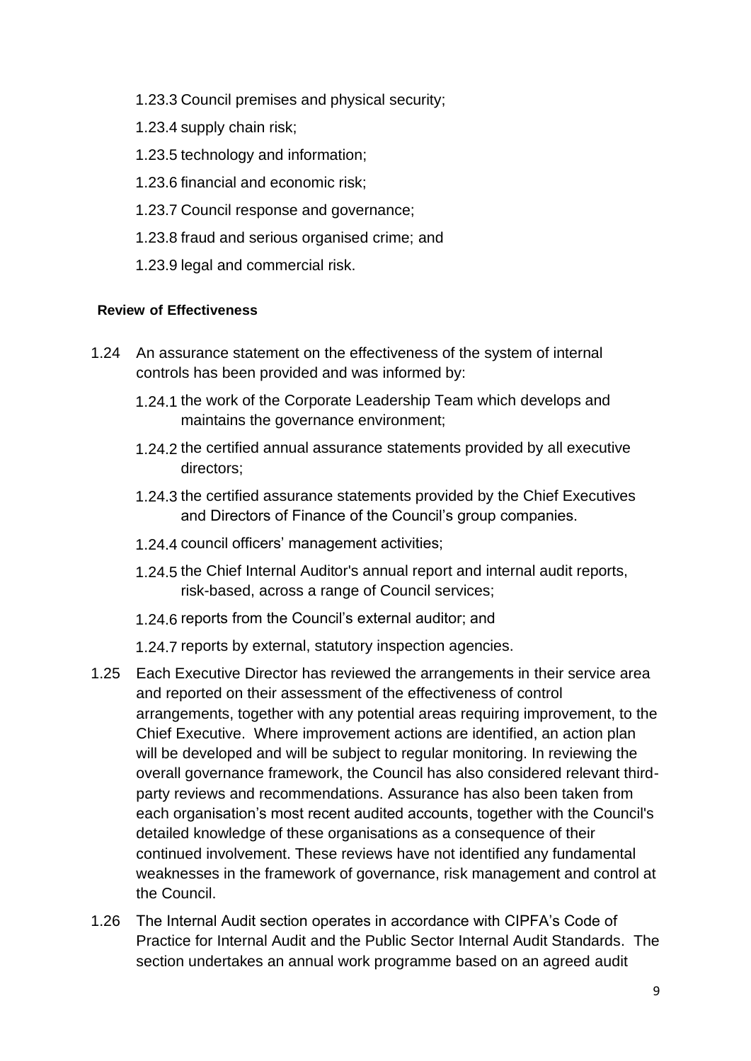1.23.3 Council premises and physical security;

1.23.4 supply chain risk;

1.23.5 technology and information;

1.23.6 financial and economic risk;

1.23.7 Council response and governance;

1.23.8 fraud and serious organised crime; and

1.23.9 legal and commercial risk.

**Review of Effectiveness**

1.24 An assurance statement on the effectiveness of the system of internal controls has been provided and was informed by:

1.24.1 the work of the Corporate Leadership Team which develops and maintains the governance environment;

1.24.2 the certified annual assurance statements provided by all executive directors;

1.24.3 the certified assurance statements provided by the Chief Executives and Directors of Finance of the Council's group companies.

1.24.4 council officers' management activities;

1.24.5 the Chief Internal Auditor's annual report and internal audit reports, risk-based, across a range of Council services;

1.24.6 reports from the Council's external auditor; and

1.24.7 reports by external, statutory inspection agencies.

1.25 Each Executive Director has reviewed the arrangements in their service area and reported on their assessment of the effectiveness of control arrangements, together with any potential areas requiring improvement, to the Chief Executive. Where improvement actions are identified, an action plan will be developed and will be subject to regular monitoring. In reviewing the overall governance framework, the Council has also considered relevant third-party reviews and recommendations. Assurance has also been taken from each organisation's most recent audited accounts, together with the Council's detailed knowledge of these organisations as a consequence of their continued involvement. These reviews have not identified any fundamental weaknesses in the framework of governance, risk management and control at the Council.

1.26 The Internal Audit section operates in accordance with CIPFA's Code of Practice for Internal Audit and the Public Sector Internal Audit Standards. The section undertakes an annual work programme based on an agreed audit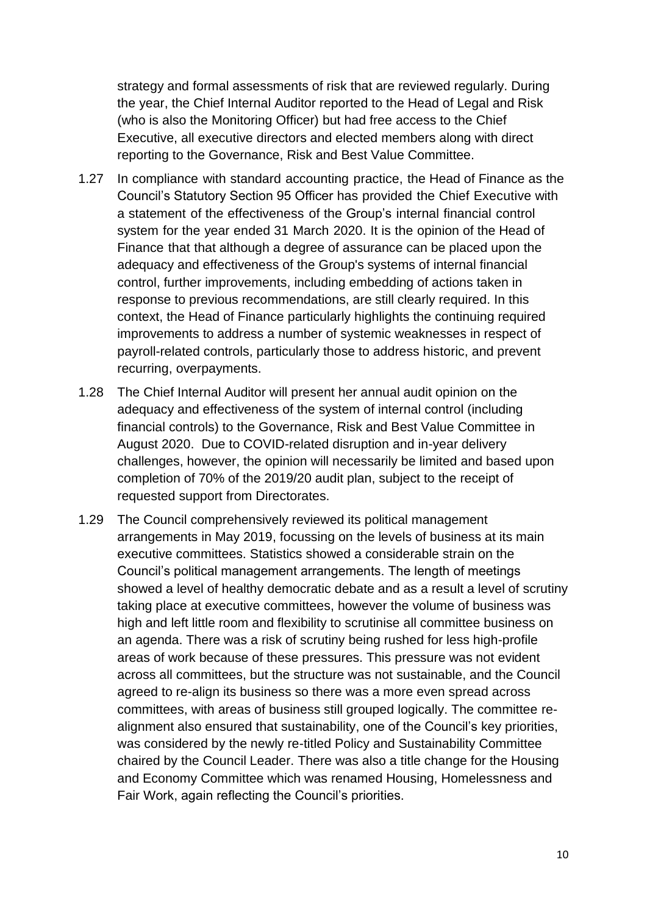strategy and formal assessments of risk that are reviewed regularly. During the year, the Chief Internal Auditor reported to the Head of Legal and Risk (who is also the Monitoring Officer) but had free access to the Chief Executive, all executive directors and elected members along with direct reporting to the Governance, Risk and Best Value Committee.

1.27 In compliance with standard accounting practice, the Head of Finance as the Council's Statutory Section 95 Officer has provided the Chief Executive with a statement of the effectiveness of the Group's internal financial control system for the year ended 31 March 2020. It is the opinion of the Head of Finance that that although a degree of assurance can be placed upon the adequacy and effectiveness of the Group's systems of internal financial control, further improvements, including embedding of actions taken in response to previous recommendations, are still clearly required. In this context, the Head of Finance particularly highlights the continuing required improvements to address a number of systemic weaknesses in respect of payroll-related controls, particularly those to address historic, and prevent recurring, overpayments.

1.28 The Chief Internal Auditor will present her annual audit opinion on the adequacy and effectiveness of the system of internal control (including financial controls) to the Governance, Risk and Best Value Committee in August 2020. Due to COVID-related disruption and in-year delivery challenges, however, the opinion will necessarily be limited and based upon completion of 70% of the 2019/20 audit plan, subject to the receipt of requested support from Directorates.

1.29 The Council comprehensively reviewed its political management arrangements in May 2019, focussing on the levels of business at its main executive committees. Statistics showed a considerable strain on the Council's political management arrangements. The length of meetings showed a level of healthy democratic debate and as a result a level of scrutiny taking place at executive committees, however the volume of business was high and left little room and flexibility to scrutinise all committee business on an agenda. There was a risk of scrutiny being rushed for less high-profile areas of work because of these pressures. This pressure was not evident across all committees, but the structure was not sustainable, and the Council agreed to re-align its business so there was a more even spread across committees, with areas of business still grouped logically. The committee re-alignment also ensured that sustainability, one of the Council's key priorities, was considered by the newly re-titled Policy and Sustainability Committee chaired by the Council Leader. There was also a title change for the Housing and Economy Committee which was renamed Housing, Homelessness and Fair Work, again reflecting the Council's priorities.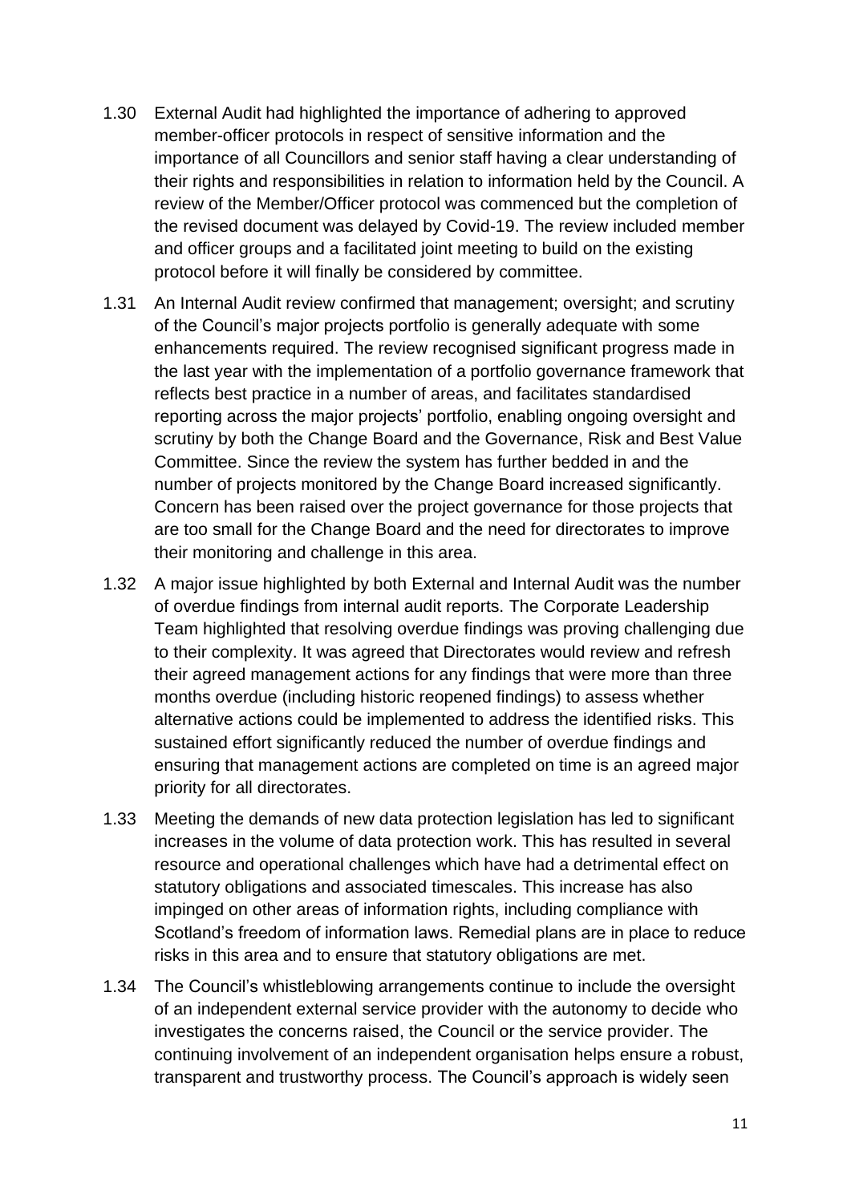1.30 External Audit had highlighted the importance of adhering to approved member-officer protocols in respect of sensitive information and the importance of all Councillors and senior staff having a clear understanding of their rights and responsibilities in relation to information held by the Council. A review of the Member/Officer protocol was commenced but the completion of the revised document was delayed by Covid-19. The review included member and officer groups and a facilitated joint meeting to build on the existing protocol before it will finally be considered by committee.

1.31 An Internal Audit review confirmed that management; oversight; and scrutiny of the Council's major projects portfolio is generally adequate with some enhancements required. The review recognised significant progress made in the last year with the implementation of a portfolio governance framework that reflects best practice in a number of areas, and facilitates standardised reporting across the major projects' portfolio, enabling ongoing oversight and scrutiny by both the Change Board and the Governance, Risk and Best Value Committee. Since the review the system has further bedded in and the number of projects monitored by the Change Board increased significantly. Concern has been raised over the project governance for those projects that are too small for the Change Board and the need for directorates to improve their monitoring and challenge in this area.

1.32 A major issue highlighted by both External and Internal Audit was the number of overdue findings from internal audit reports. The Corporate Leadership Team highlighted that resolving overdue findings was proving challenging due to their complexity. It was agreed that Directorates would review and refresh their agreed management actions for any findings that were more than three months overdue (including historic reopened findings) to assess whether alternative actions could be implemented to address the identified risks. This sustained effort significantly reduced the number of overdue findings and ensuring that management actions are completed on time is an agreed major priority for all directorates.

1.33 Meeting the demands of new data protection legislation has led to significant increases in the volume of data protection work. This has resulted in several resource and operational challenges which have had a detrimental effect on statutory obligations and associated timescales. This increase has also impinged on other areas of information rights, including compliance with Scotland's freedom of information laws. Remedial plans are in place to reduce risks in this area and to ensure that statutory obligations are met.

1.34 The Council's whistleblowing arrangements continue to include the oversight of an independent external service provider with the autonomy to decide who investigates the concerns raised, the Council or the service provider. The continuing involvement of an independent organisation helps ensure a robust, transparent and trustworthy process. The Council's approach is widely seen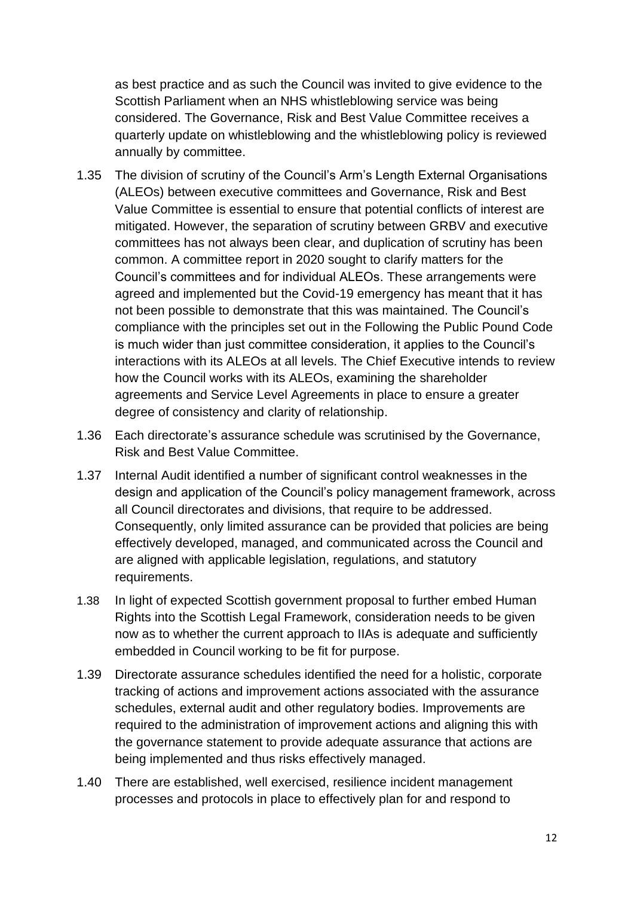as best practice and as such the Council was invited to give evidence to the Scottish Parliament when an NHS whistleblowing service was being considered. The Governance, Risk and Best Value Committee receives a quarterly update on whistleblowing and the whistleblowing policy is reviewed annually by committee.

1.35 The division of scrutiny of the Council's Arm's Length External Organisations (ALEOs) between executive committees and Governance, Risk and Best Value Committee is essential to ensure that potential conflicts of interest are mitigated. However, the separation of scrutiny between GRBV and executive committees has not always been clear, and duplication of scrutiny has been common. A committee report in 2020 sought to clarify matters for the Council's committees and for individual ALEOs. These arrangements were agreed and implemented but the Covid-19 emergency has meant that it has not been possible to demonstrate that this was maintained. The Council's compliance with the principles set out in the Following the Public Pound Code is much wider than just committee consideration, it applies to the Council's interactions with its ALEOs at all levels. The Chief Executive intends to review how the Council works with its ALEOs, examining the shareholder agreements and Service Level Agreements in place to ensure a greater degree of consistency and clarity of relationship.

1.36 Each directorate's assurance schedule was scrutinised by the Governance, Risk and Best Value Committee.

1.37 Internal Audit identified a number of significant control weaknesses in the design and application of the Council's policy management framework, across all Council directorates and divisions, that require to be addressed. Consequently, only limited assurance can be provided that policies are being effectively developed, managed, and communicated across the Council and are aligned with applicable legislation, regulations, and statutory requirements.

1.38 In light of expected Scottish government proposal to further embed Human Rights into the Scottish Legal Framework, consideration needs to be given now as to whether the current approach to IIAs is adequate and sufficiently embedded in Council working to be fit for purpose.

1.39 Directorate assurance schedules identified the need for a holistic, corporate tracking of actions and improvement actions associated with the assurance schedules, external audit and other regulatory bodies. Improvements are required to the administration of improvement actions and aligning this with the governance statement to provide adequate assurance that actions are being implemented and thus risks effectively managed.

1.40 There are established, well exercised, resilience incident management processes and protocols in place to effectively plan for and respond to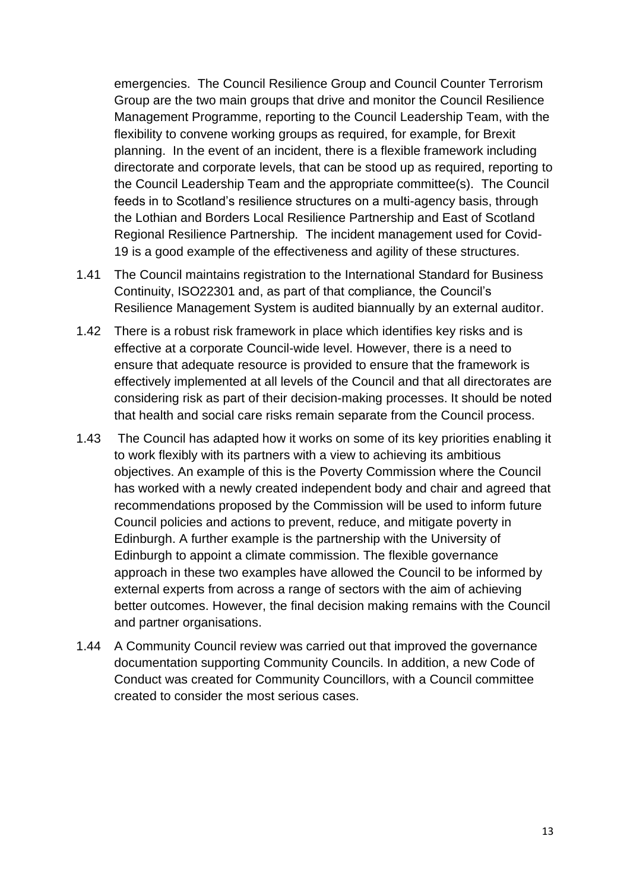emergencies. The Council Resilience Group and Council Counter Terrorism Group are the two main groups that drive and monitor the Council Resilience Management Programme, reporting to the Council Leadership Team, with the flexibility to convene working groups as required, for example, for Brexit planning. In the event of an incident, there is a flexible framework including directorate and corporate levels, that can be stood up as required, reporting to the Council Leadership Team and the appropriate committee(s). The Council feeds in to Scotland's resilience structures on a multi-agency basis, through the Lothian and Borders Local Resilience Partnership and East of Scotland Regional Resilience Partnership. The incident management used for Covid-19 is a good example of the effectiveness and agility of these structures.

1.41 The Council maintains registration to the International Standard for Business Continuity, ISO22301 and, as part of that compliance, the Council's Resilience Management System is audited biannually by an external auditor.

1.42 There is a robust risk framework in place which identifies key risks and is effective at a corporate Council-wide level. However, there is a need to ensure that adequate resource is provided to ensure that the framework is effectively implemented at all levels of the Council and that all directorates are considering risk as part of their decision-making processes. It should be noted that health and social care risks remain separate from the Council process.

1.43 The Council has adapted how it works on some of its key priorities enabling it to work flexibly with its partners with a view to achieving its ambitious objectives. An example of this is the Poverty Commission where the Council has worked with a newly created independent body and chair and agreed that recommendations proposed by the Commission will be used to inform future Council policies and actions to prevent, reduce, and mitigate poverty in Edinburgh. A further example is the partnership with the University of Edinburgh to appoint a climate commission. The flexible governance approach in these two examples have allowed the Council to be informed by external experts from across a range of sectors with the aim of achieving better outcomes. However, the final decision making remains with the Council and partner organisations.

1.44 A Community Council review was carried out that improved the governance documentation supporting Community Councils. In addition, a new Code of Conduct was created for Community Councillors, with a Council committee created to consider the most serious cases.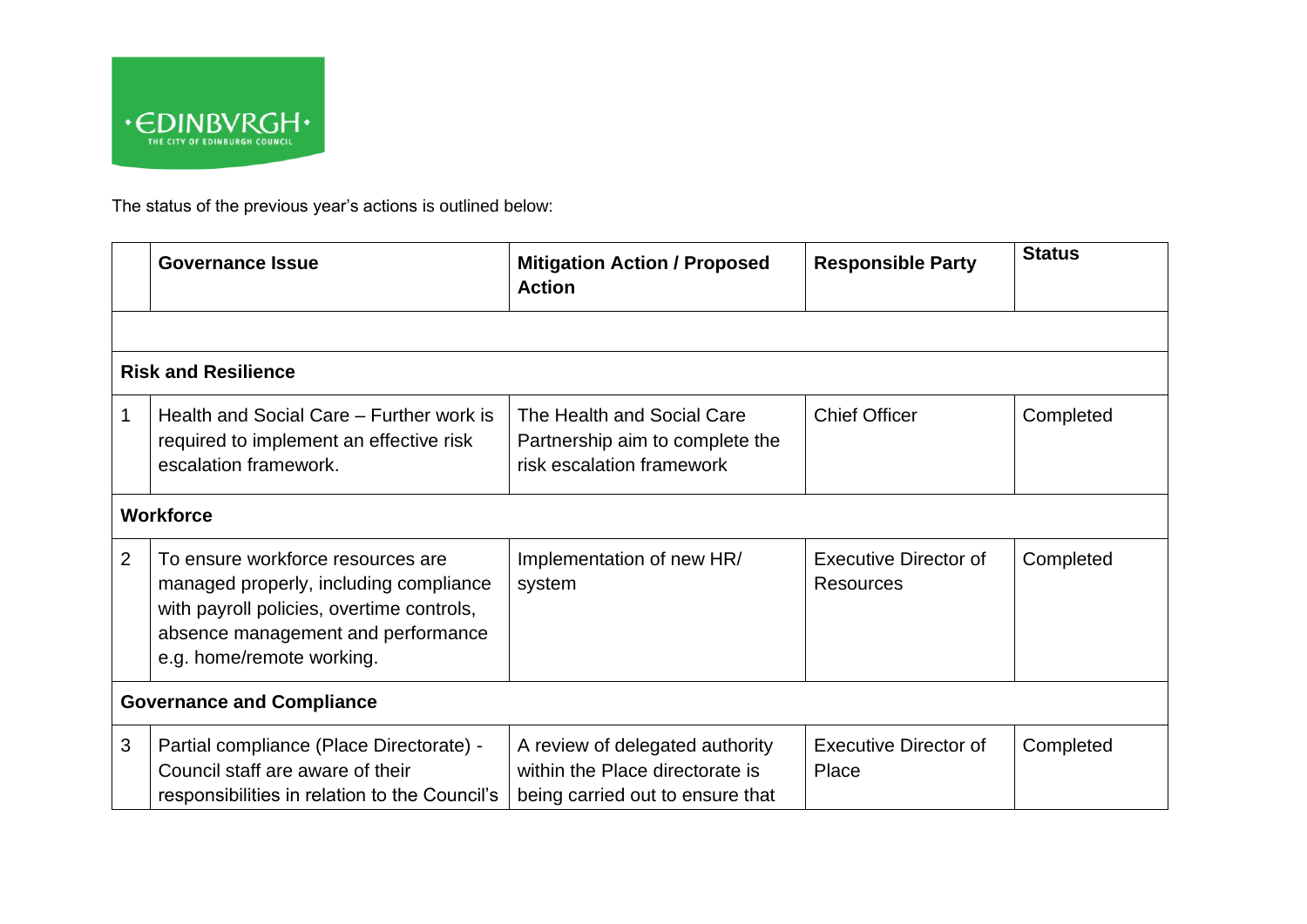The status of the previous year's actions is outlined below:

| | Governance Issue | Mitigation Action / Proposed Action | Responsible Party | Status |
|---|---|---|---|---|
| | | | | |
| **Risk and Resilience** | | | | |
| 1 | Health and Social Care – Further work is required to implement an effective risk escalation framework. | The Health and Social Care Partnership aim to complete the risk escalation framework | Chief Officer | Completed |
| **Workforce** | | | | |
| 2 | To ensure workforce resources are managed properly, including compliance with payroll policies, overtime controls, absence management and performance e.g. home/remote working. | Implementation of new HR/ system | Executive Director of Resources | Completed |
| **Governance and Compliance** | | | | |
| 3 | Partial compliance (Place Directorate) - Council staff are aware of their responsibilities in relation to the Council's | A review of delegated authority within the Place directorate is being carried out to ensure that | Executive Director of Place | Completed |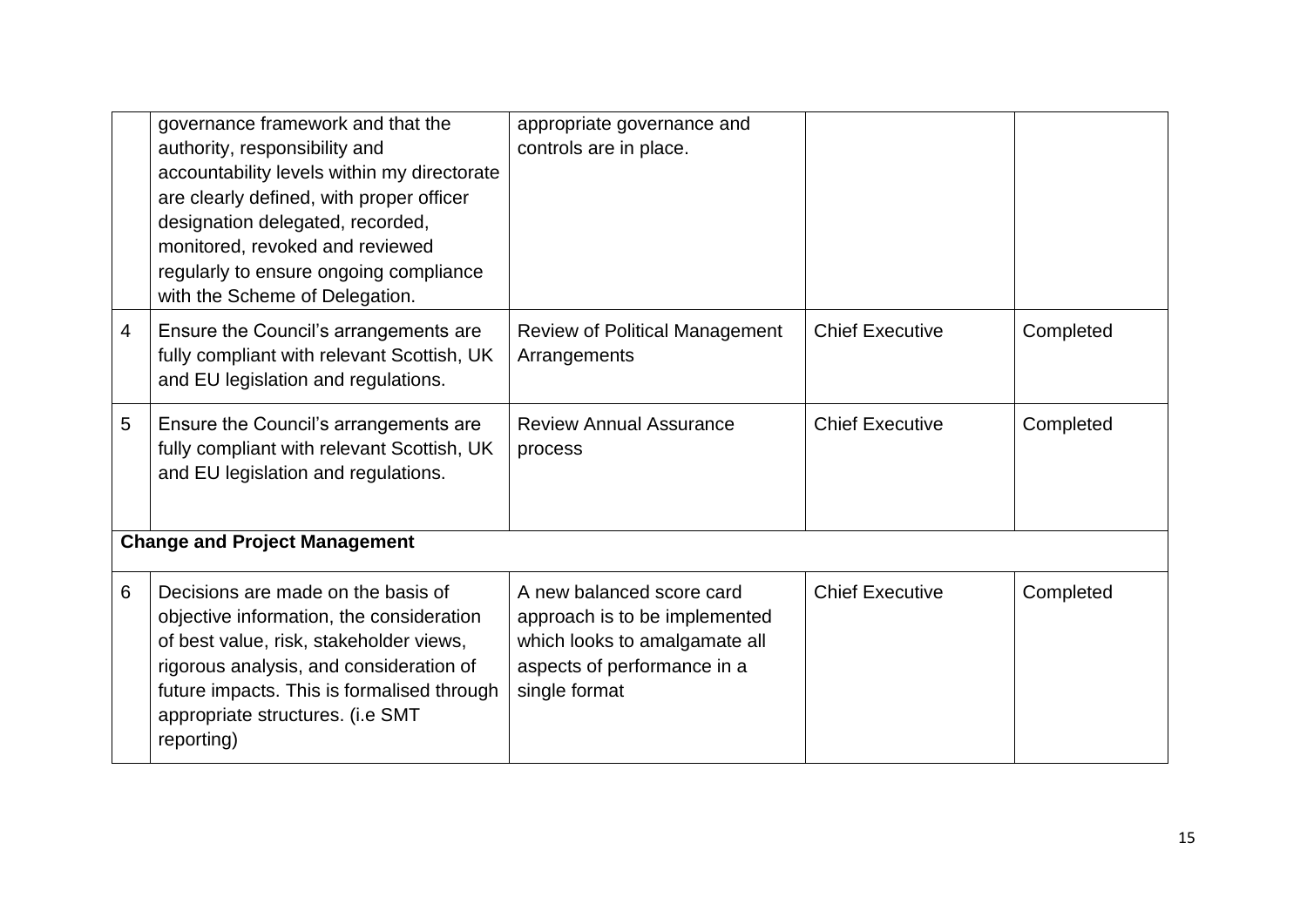| | | | | |
|---|---|---|---|---|
| | governance framework and that the authority, responsibility and accountability levels within my directorate are clearly defined, with proper officer designation delegated, recorded, monitored, revoked and reviewed regularly to ensure ongoing compliance with the Scheme of Delegation. | appropriate governance and controls are in place. | | |
| 4 | Ensure the Council's arrangements are fully compliant with relevant Scottish, UK and EU legislation and regulations. | Review of Political Management Arrangements | Chief Executive | Completed |
| 5 | Ensure the Council's arrangements are fully compliant with relevant Scottish, UK and EU legislation and regulations. | Review Annual Assurance process | Chief Executive | Completed |
| **Change and Project Management** | | | | |
| 6 | Decisions are made on the basis of objective information, the consideration of best value, risk, stakeholder views, rigorous analysis, and consideration of future impacts. This is formalised through appropriate structures. (i.e SMT reporting) | A new balanced score card approach is to be implemented which looks to amalgamate all aspects of performance in a single format | Chief Executive | Completed |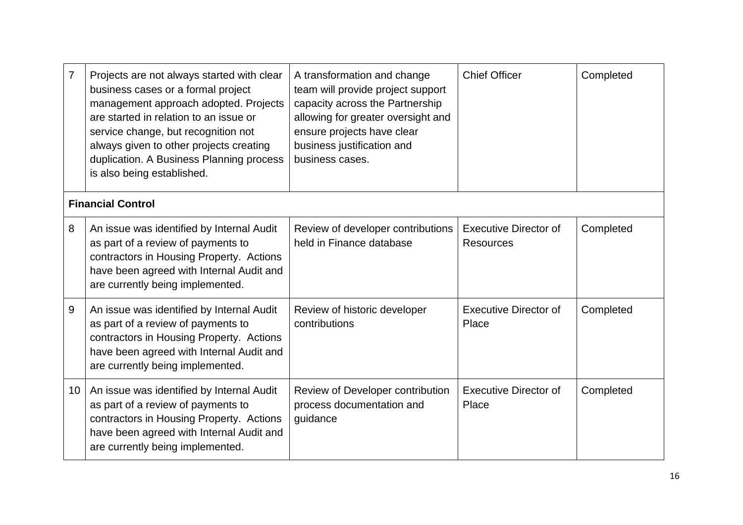| | | | | |
|---|---|---|---|---|
| 7 | Projects are not always started with clear business cases or a formal project management approach adopted. Projects are started in relation to an issue or service change, but recognition not always given to other projects creating duplication. A Business Planning process is also being established. | A transformation and change team will provide project support capacity across the Partnership allowing for greater oversight and ensure projects have clear business justification and business cases. | Chief Officer | Completed |
| **Financial Control** | | | | |
| 8 | An issue was identified by Internal Audit as part of a review of payments to contractors in Housing Property. Actions have been agreed with Internal Audit and are currently being implemented. | Review of developer contributions held in Finance database | Executive Director of Resources | Completed |
| 9 | An issue was identified by Internal Audit as part of a review of payments to contractors in Housing Property. Actions have been agreed with Internal Audit and are currently being implemented. | Review of historic developer contributions | Executive Director of Place | Completed |
| 10 | An issue was identified by Internal Audit as part of a review of payments to contractors in Housing Property. Actions have been agreed with Internal Audit and are currently being implemented. | Review of Developer contribution process documentation and guidance | Executive Director of Place | Completed |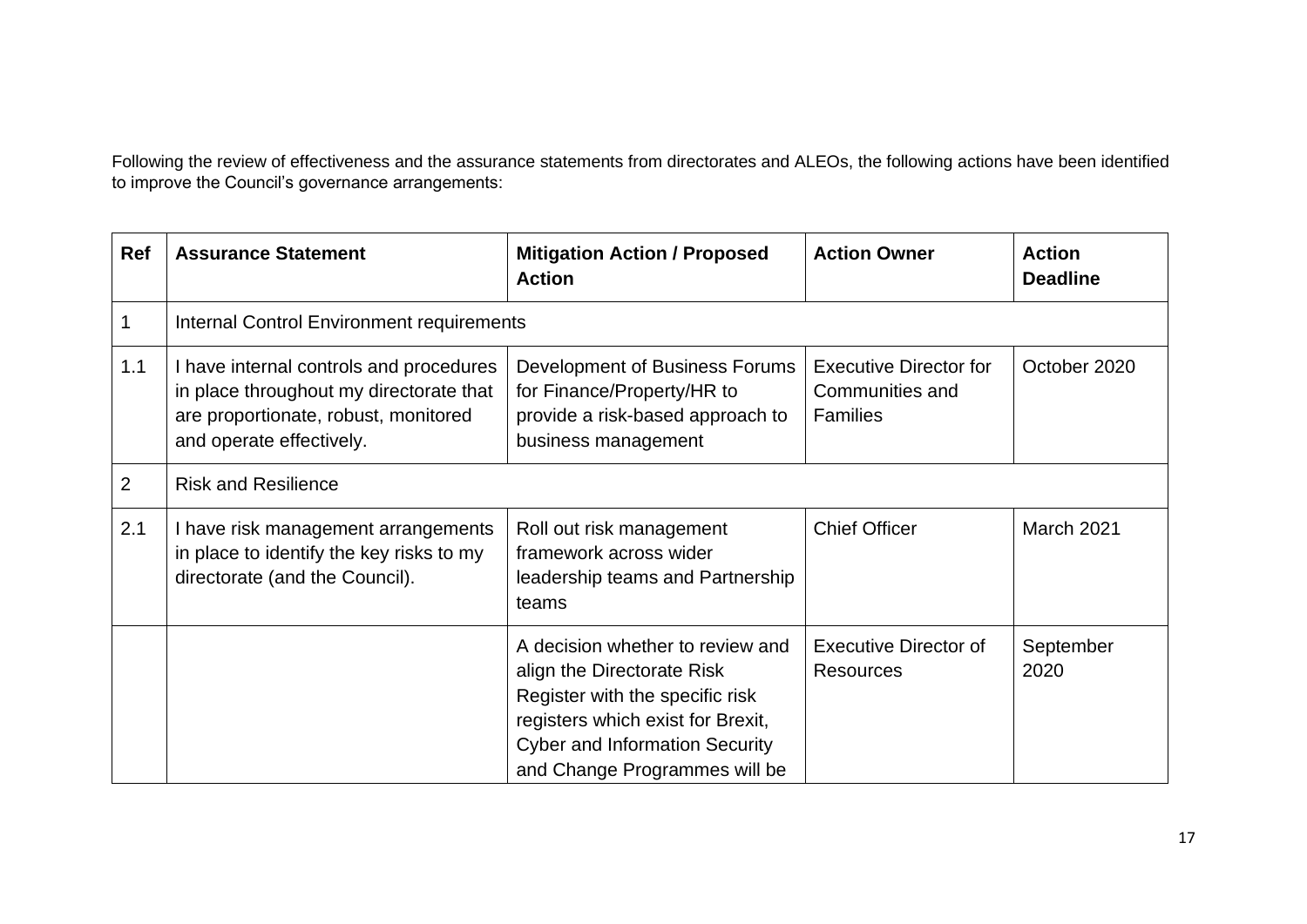Following the review of effectiveness and the assurance statements from directorates and ALEOs, the following actions have been identified to improve the Council's governance arrangements:

| Ref | Assurance Statement | Mitigation Action / Proposed Action | Action Owner | Action Deadline |
|---|---|---|---|---|
| 1 | Internal Control Environment requirements | | | |
| 1.1 | I have internal controls and procedures in place throughout my directorate that are proportionate, robust, monitored and operate effectively. | Development of Business Forums for Finance/Property/HR to provide a risk-based approach to business management | Executive Director for Communities and Families | October 2020 |
| 2 | Risk and Resilience | | | |
| 2.1 | I have risk management arrangements in place to identify the key risks to my directorate (and the Council). | Roll out risk management framework across wider leadership teams and Partnership teams | Chief Officer | March 2021 |
| | | A decision whether to review and align the Directorate Risk Register with the specific risk registers which exist for Brexit, Cyber and Information Security and Change Programmes will be | Executive Director of Resources | September 2020 |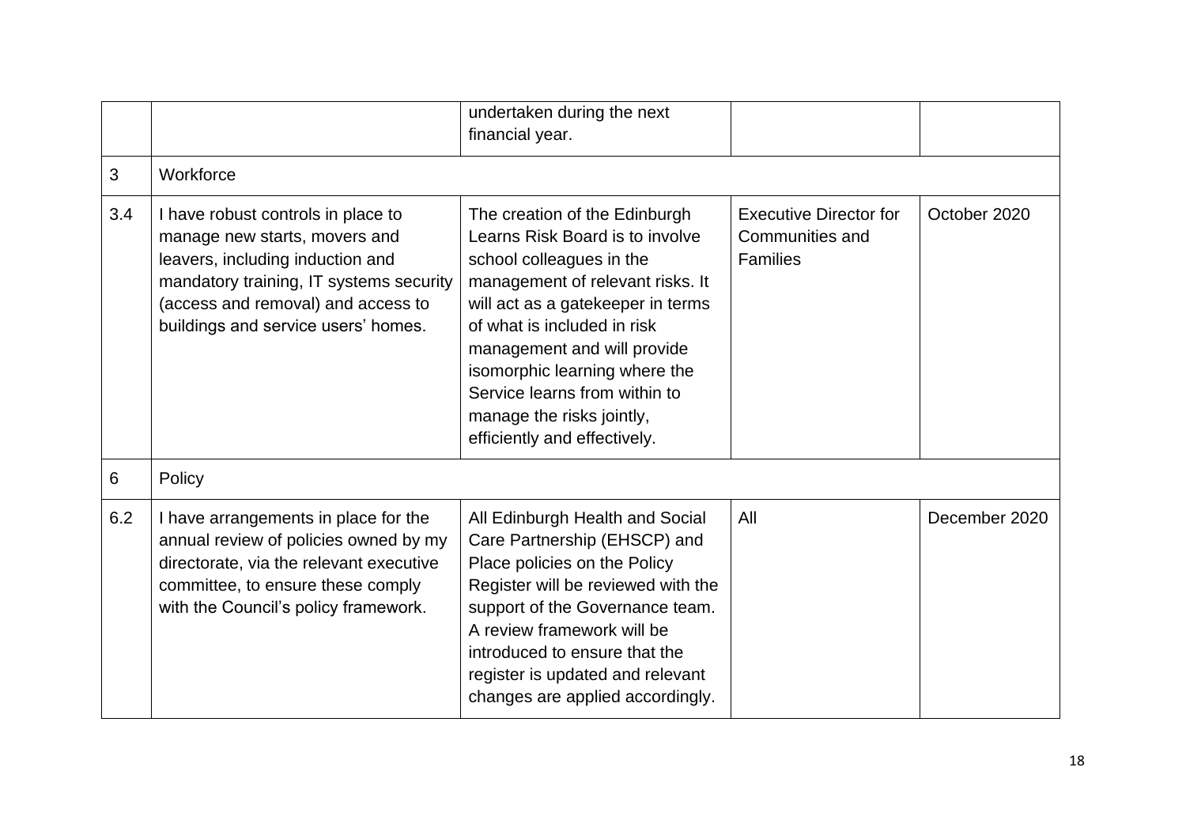| | | | | |
|---|---|---|---|---|
| | | undertaken during the next financial year. | | |
| 3 | Workforce | | | |
| 3.4 | I have robust controls in place to manage new starts, movers and leavers, including induction and mandatory training, IT systems security (access and removal) and access to buildings and service users' homes. | The creation of the Edinburgh Learns Risk Board is to involve school colleagues in the management of relevant risks. It will act as a gatekeeper in terms of what is included in risk management and will provide isomorphic learning where the Service learns from within to manage the risks jointly, efficiently and effectively. | Executive Director for Communities and Families | October 2020 |
| 6 | Policy | | | |
| 6.2 | I have arrangements in place for the annual review of policies owned by my directorate, via the relevant executive committee, to ensure these comply with the Council's policy framework. | All Edinburgh Health and Social Care Partnership (EHSCP) and Place policies on the Policy Register will be reviewed with the support of the Governance team. A review framework will be introduced to ensure that the register is updated and relevant changes are applied accordingly. | All | December 2020 |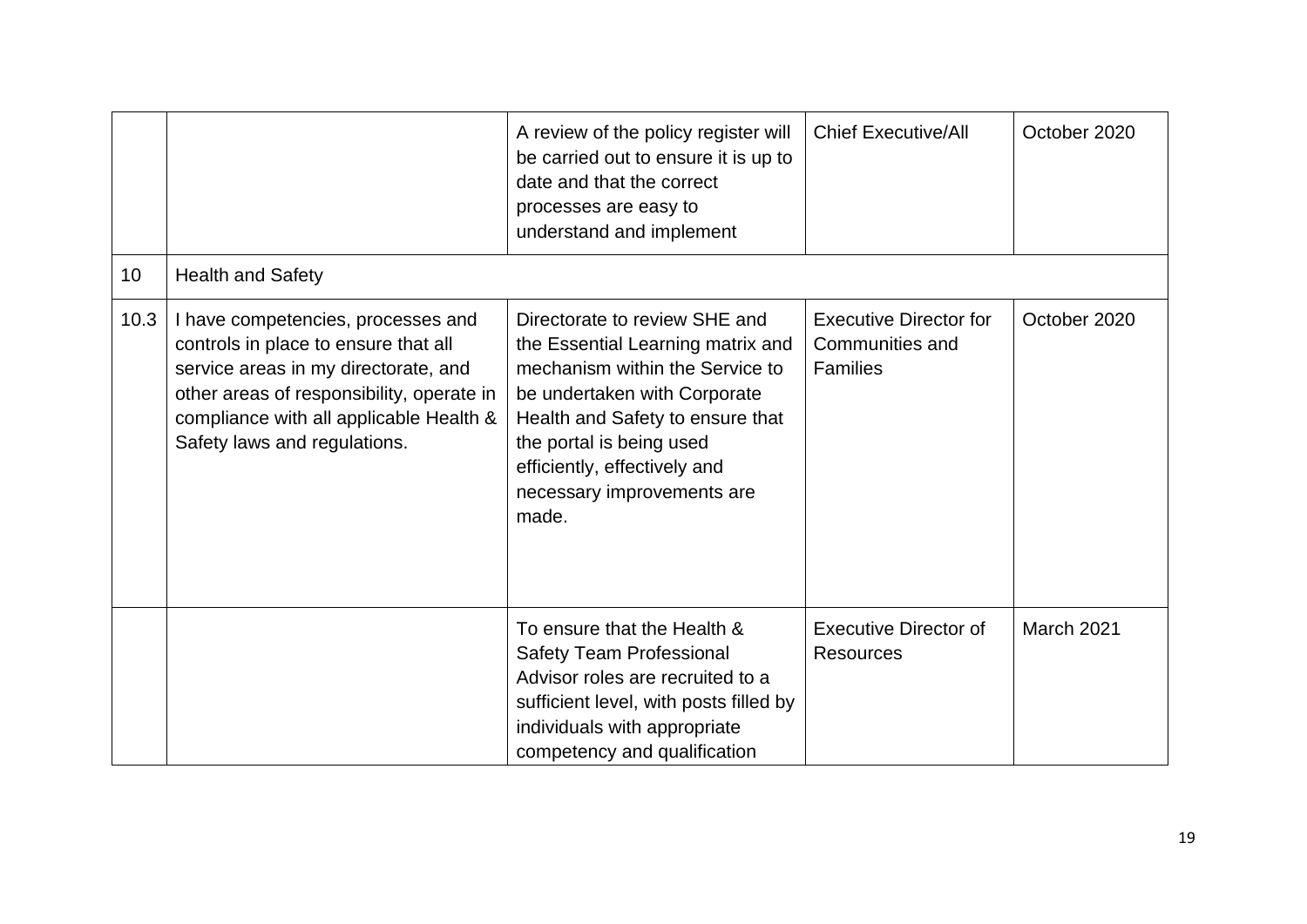| | | | | |
|---|---|---|---|---|
| | | A review of the policy register will be carried out to ensure it is up to date and that the correct processes are easy to understand and implement | Chief Executive/All | October 2020 |
| 10 | Health and Safety | | | |
| 10.3 | I have competencies, processes and controls in place to ensure that all service areas in my directorate, and other areas of responsibility, operate in compliance with all applicable Health & Safety laws and regulations. | Directorate to review SHE and the Essential Learning matrix and mechanism within the Service to be undertaken with Corporate Health and Safety to ensure that the portal is being used efficiently, effectively and necessary improvements are made. | Executive Director for Communities and Families | October 2020 |
| | | To ensure that the Health & Safety Team Professional Advisor roles are recruited to a sufficient level, with posts filled by individuals with appropriate competency and qualification | Executive Director of Resources | March 2021 |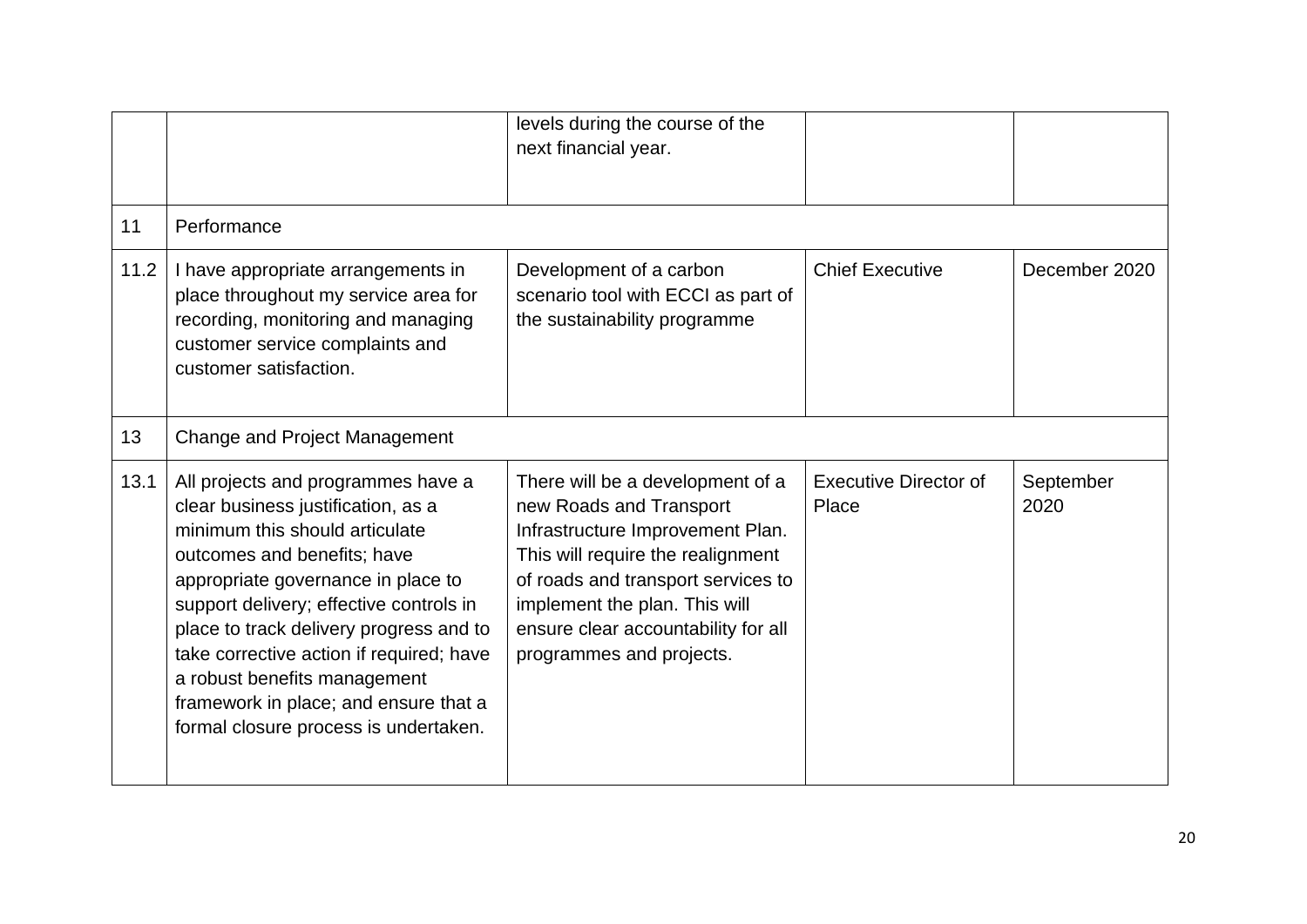| | | | | |
|---|---|---|---|---|
| | | levels during the course of the next financial year. | | |
| 11 | Performance | | | |
| 11.2 | I have appropriate arrangements in place throughout my service area for recording, monitoring and managing customer service complaints and customer satisfaction. | Development of a carbon scenario tool with ECCI as part of the sustainability programme | Chief Executive | December 2020 |
| 13 | Change and Project Management | | | |
| 13.1 | All projects and programmes have a clear business justification, as a minimum this should articulate outcomes and benefits; have appropriate governance in place to support delivery; effective controls in place to track delivery progress and to take corrective action if required; have a robust benefits management framework in place; and ensure that a formal closure process is undertaken. | There will be a development of a new Roads and Transport Infrastructure Improvement Plan. This will require the realignment of roads and transport services to implement the plan. This will ensure clear accountability for all programmes and projects. | Executive Director of Place | September 2020 |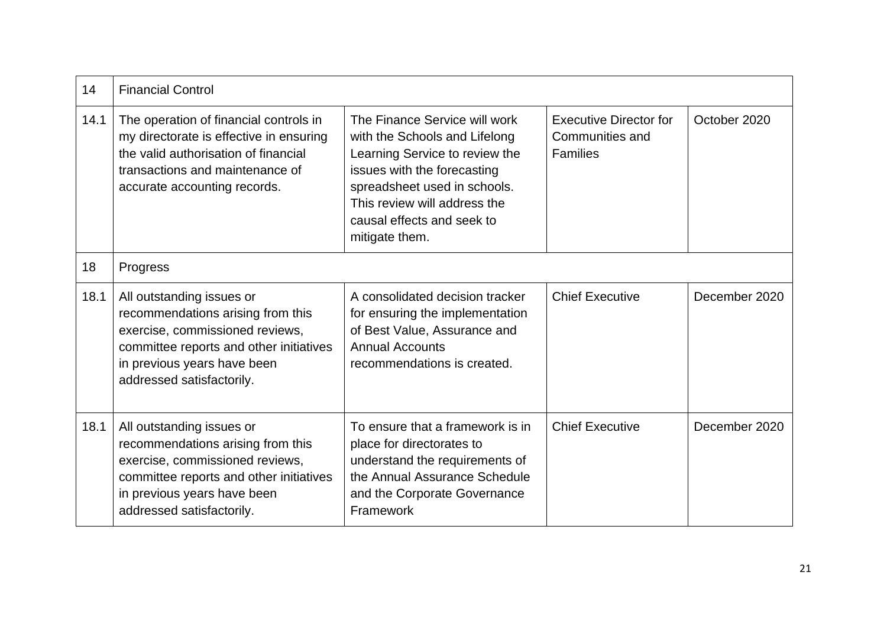| 14 | Financial Control | | | |
|---|---|---|---|---|
| 14.1 | The operation of financial controls in my directorate is effective in ensuring the valid authorisation of financial transactions and maintenance of accurate accounting records. | The Finance Service will work with the Schools and Lifelong Learning Service to review the issues with the forecasting spreadsheet used in schools. This review will address the causal effects and seek to mitigate them. | Executive Director for Communities and Families | October 2020 |
| 18 | Progress | | | |
| 18.1 | All outstanding issues or recommendations arising from this exercise, commissioned reviews, committee reports and other initiatives in previous years have been addressed satisfactorily. | A consolidated decision tracker for ensuring the implementation of Best Value, Assurance and Annual Accounts recommendations is created. | Chief Executive | December 2020 |
| 18.1 | All outstanding issues or recommendations arising from this exercise, commissioned reviews, committee reports and other initiatives in previous years have been addressed satisfactorily. | To ensure that a framework is in place for directorates to understand the requirements of the Annual Assurance Schedule and the Corporate Governance Framework | Chief Executive | December 2020 |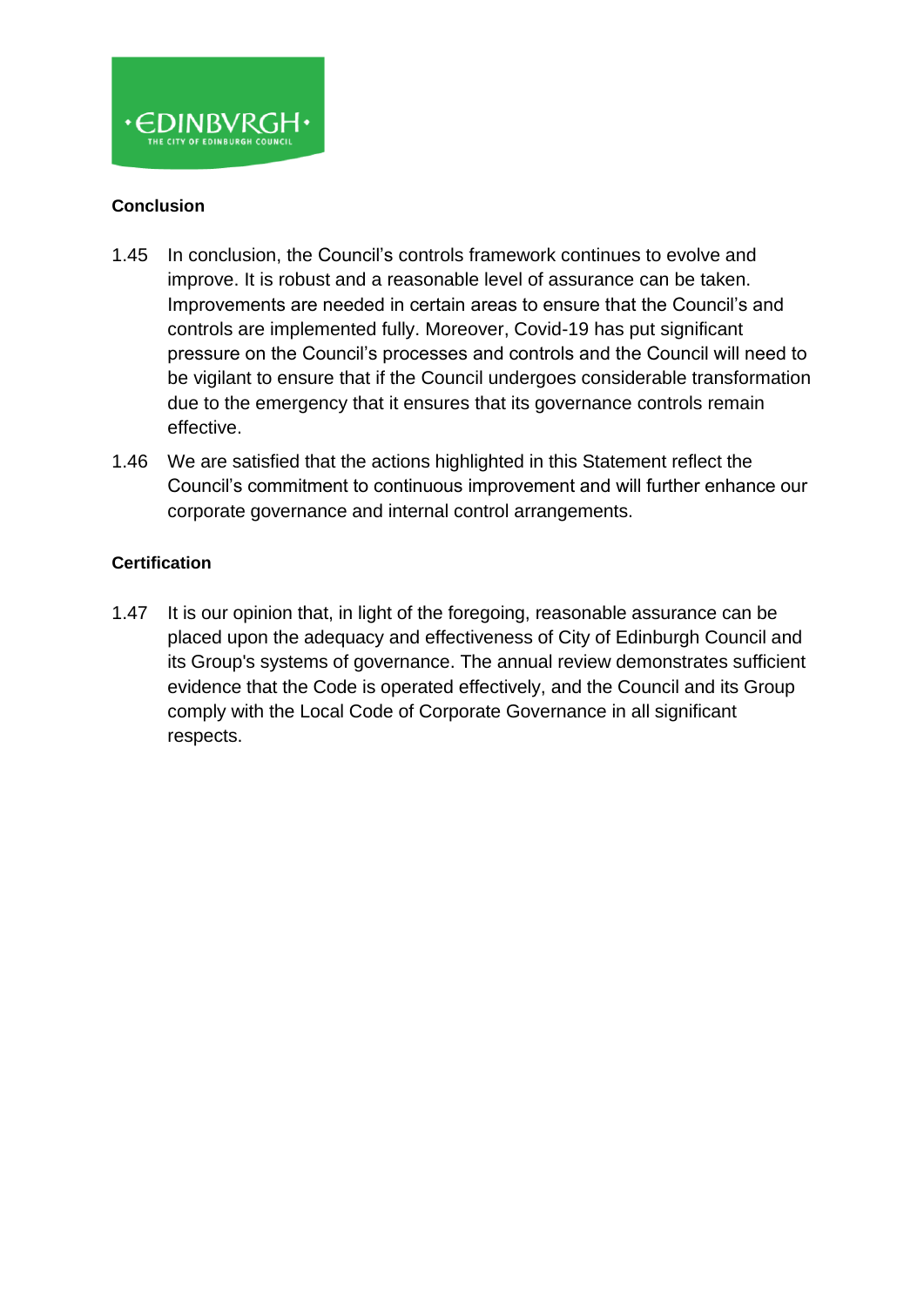**Conclusion**

1.45 In conclusion, the Council's controls framework continues to evolve and improve. It is robust and a reasonable level of assurance can be taken. Improvements are needed in certain areas to ensure that the Council's and controls are implemented fully. Moreover, Covid-19 has put significant pressure on the Council's processes and controls and the Council will need to be vigilant to ensure that if the Council undergoes considerable transformation due to the emergency that it ensures that its governance controls remain effective.

1.46 We are satisfied that the actions highlighted in this Statement reflect the Council's commitment to continuous improvement and will further enhance our corporate governance and internal control arrangements.

**Certification**

1.47 It is our opinion that, in light of the foregoing, reasonable assurance can be placed upon the adequacy and effectiveness of City of Edinburgh Council and its Group's systems of governance. The annual review demonstrates sufficient evidence that the Code is operated effectively, and the Council and its Group comply with the Local Code of Corporate Governance in all significant respects.